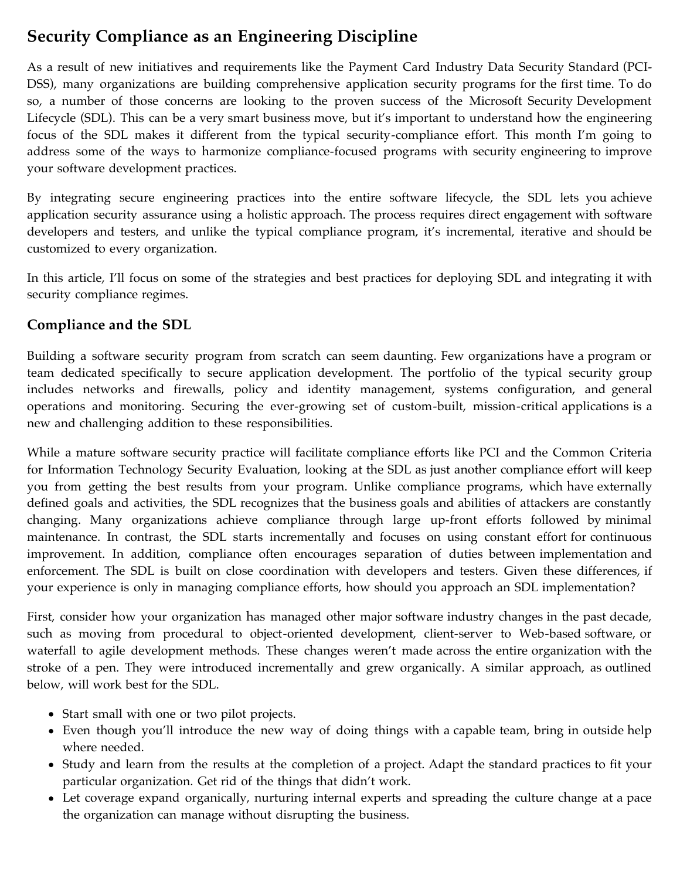# Security Compliance as an Engineering Discipline

As a result of new initiatives and requirements like the Payment Card Industry Data Security Standard (PCI-DSS), many organizations are building comprehensive application security programs for the first time. To do so, a number of those concerns are looking to the proven success of the Microsoft Security Development Lifecycle (SDL). This can be a very smart business move, but it's important to understand how the engineering focus of the SDL makes it different from the typical security-compliance effort. This month I'm going to address some of the ways to harmonize compliance-focused programs with security engineering to improve your software development practices.

By integrating secure engineering practices into the entire software lifecycle, the SDL lets you achieve application security assurance using a holistic approach. The process requires direct engagement with software developers and testers, and unlike the typical compliance program, it's incremental, iterative and should be customized to every organization.

In this article, I'll focus on some of the strategies and best practices for deploying SDL and integrating it with security compliance regimes.

## Compliance and the SDL

Building a software security program from scratch can seem daunting. Few organizations have a program or team dedicated specifically to secure application development. The portfolio of the typical security group includes networks and firewalls, policy and identity management, systems configuration, and general operations and monitoring. Securing the ever-growing set of custom-built, mission-critical applications is a new and challenging addition to these responsibilities.

While a mature software security practice will facilitate compliance efforts like PCI and the Common Criteria for Information Technology Security Evaluation, looking at the SDL as just another compliance effort will keep you from getting the best results from your program. Unlike compliance programs, which have externally defined goals and activities, the SDL recognizes that the business goals and abilities of attackers are constantly changing. Many organizations achieve compliance through large up-front efforts followed by minimal maintenance. In contrast, the SDL starts incrementally and focuses on using constant effort for continuous improvement. In addition, compliance often encourages separation of duties between implementation and enforcement. The SDL is built on close coordination with developers and testers. Given these differences, if your experience is only in managing compliance efforts, how should you approach an SDL implementation?

First, consider how your organization has managed other major software industry changes in the past decade, such as moving from procedural to object-oriented development, client-server to Web-based software, or waterfall to agile development methods. These changes weren't made across the entire organization with the stroke of a pen. They were introduced incrementally and grew organically. A similar approach, as outlined below, will work best for the SDL.

- Start small with one or two pilot projects.
- Even though you'll introduce the new way of doing things with a capable team, bring in outside help where needed.
- Study and learn from the results at the completion of a project. Adapt the standard practices to fit your particular organization. Get rid of the things that didn't work.
- Let coverage expand organically, nurturing internal experts and spreading the culture change at a pace the organization can manage without disrupting the business.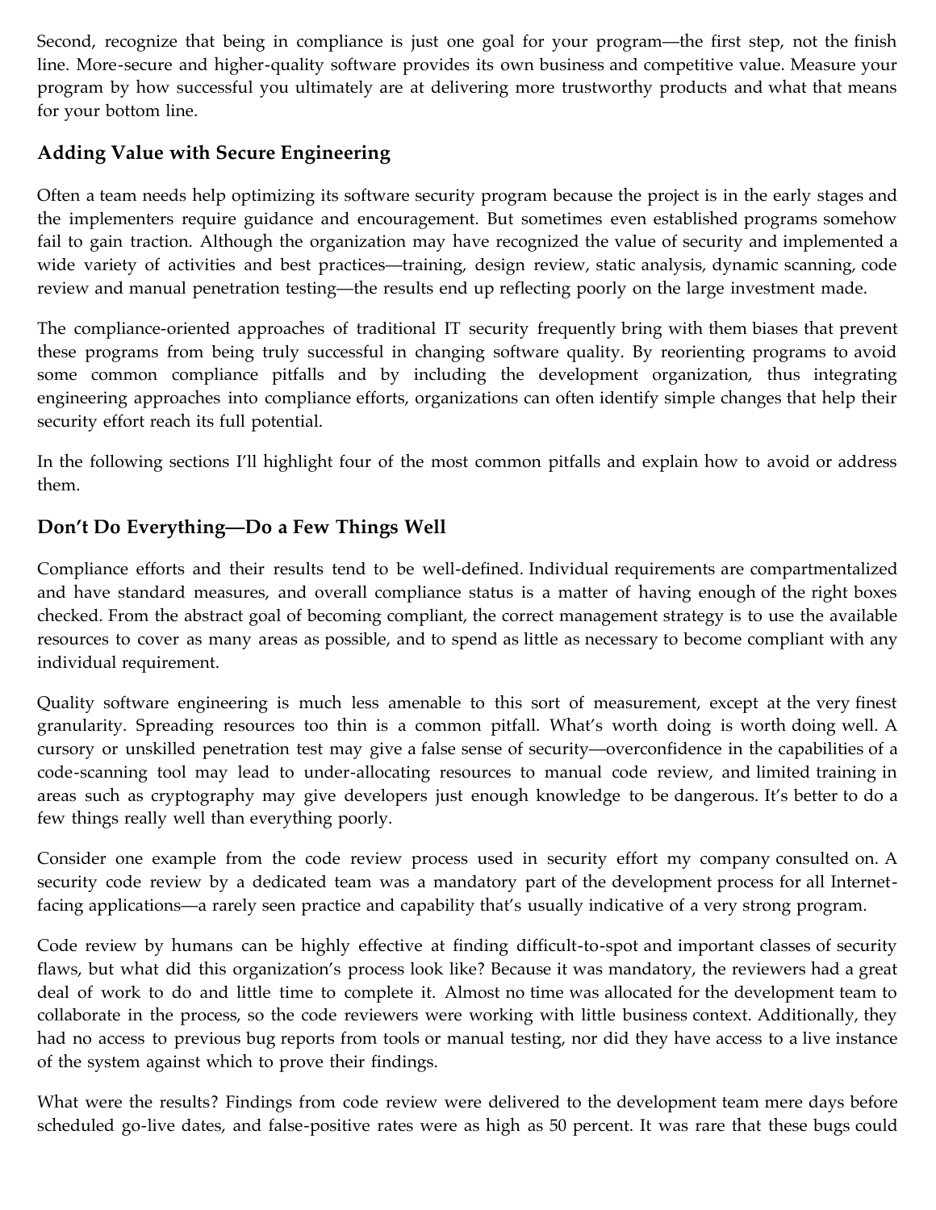Second, recognize that being in compliance is just one goal for your program—the first step, not the finish line. More-secure and higher-quality software provides its own business and competitive value. Measure your program by how successful you ultimately are at delivering more trustworthy products and what that means for your bottom line.

## Adding Value with Secure Engineering

Often a team needs help optimizing its software security program because the project is in the early stages and the implementers require guidance and encouragement. But sometimes even established programs somehow fail to gain traction. Although the organization may have recognized the value of security and implemented a wide variety of activities and best practices—training, design review, static analysis, dynamic scanning, code review and manual penetration testing—the results end up reflecting poorly on the large investment made.

The compliance-oriented approaches of traditional IT security frequently bring with them biases that prevent these programs from being truly successful in changing software quality. By reorienting programs to avoid some common compliance pitfalls and by including the development organization, thus integrating engineering approaches into compliance efforts, organizations can often identify simple changes that help their security effort reach its full potential.

In the following sections I'll highlight four of the most common pitfalls and explain how to avoid or address them.

## Don't Do Everything—Do a Few Things Well

Compliance efforts and their results tend to be well-defined. Individual requirements are compartmentalized and have standard measures, and overall compliance status is a matter of having enough of the right boxes checked. From the abstract goal of becoming compliant, the correct management strategy is to use the available resources to cover as many areas as possible, and to spend as little as necessary to become compliant with any individual requirement.

Quality software engineering is much less amenable to this sort of measurement, except at the very finest granularity. Spreading resources too thin is a common pitfall. What's worth doing is worth doing well. A cursory or unskilled penetration test may give a false sense of security—overconfidence in the capabilities of a code-scanning tool may lead to under-allocating resources to manual code review, and limited training in areas such as cryptography may give developers just enough knowledge to be dangerous. It's better to do a few things really well than everything poorly.

Consider one example from the code review process used in security effort my company consulted on. A security code review by a dedicated team was a mandatory part of the development process for all Internet-facing applications—a rarely seen practice and capability that's usually indicative of a very strong program.

Code review by humans can be highly effective at finding difficult-to-spot and important classes of security flaws, but what did this organization's process look like? Because it was mandatory, the reviewers had a great deal of work to do and little time to complete it. Almost no time was allocated for the development team to collaborate in the process, so the code reviewers were working with little business context. Additionally, they had no access to previous bug reports from tools or manual testing, nor did they have access to a live instance of the system against which to prove their findings.

What were the results? Findings from code review were delivered to the development team mere days before scheduled go-live dates, and false-positive rates were as high as 50 percent. It was rare that these bugs could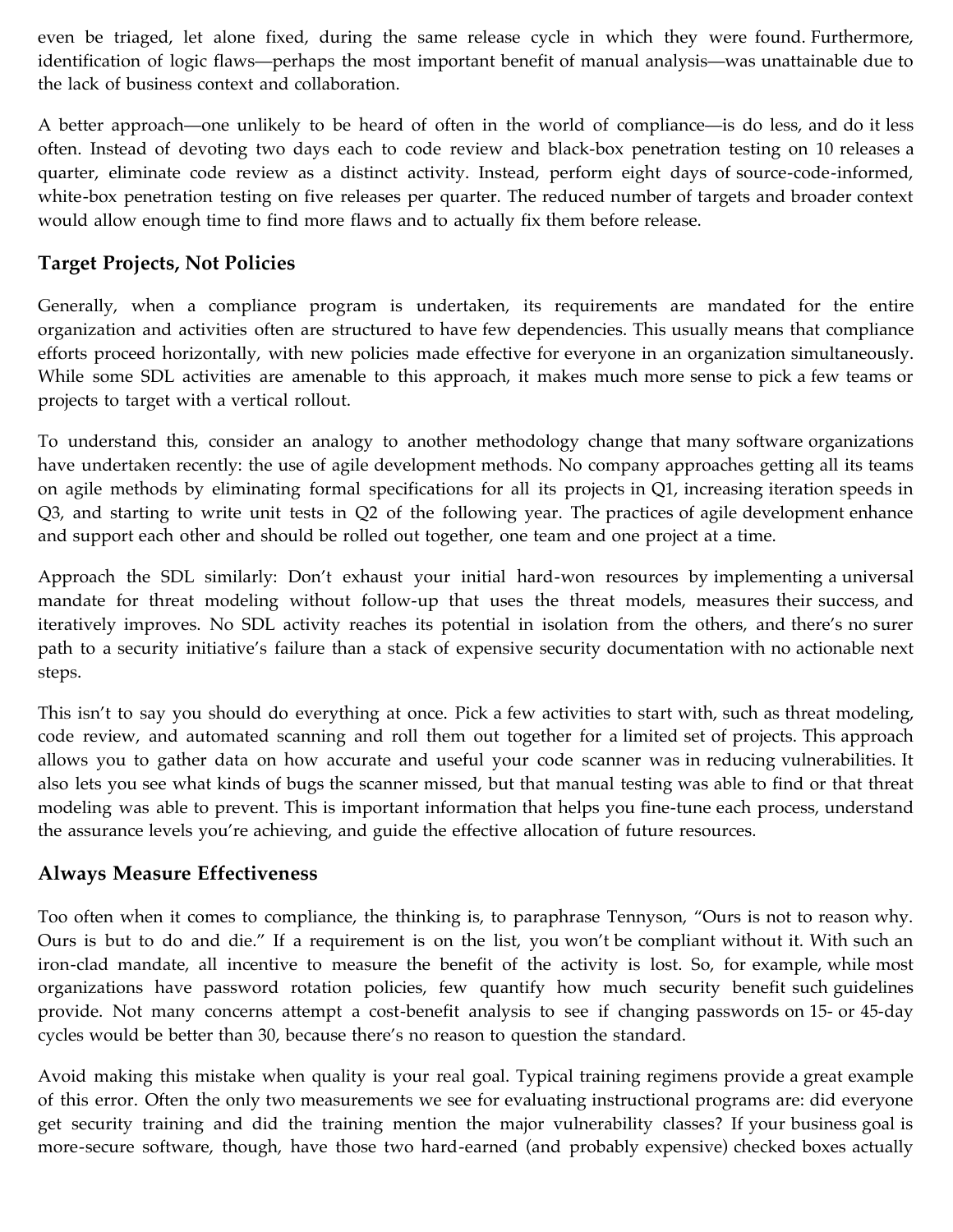even be triaged, let alone fixed, during the same release cycle in which they were found. Furthermore, identification of logic flaws—perhaps the most important benefit of manual analysis—was unattainable due to the lack of business context and collaboration.

A better approach—one unlikely to be heard of often in the world of compliance—is do less, and do it less often. Instead of devoting two days each to code review and black-box penetration testing on 10 releases a quarter, eliminate code review as a distinct activity. Instead, perform eight days of source-code-informed, white-box penetration testing on five releases per quarter. The reduced number of targets and broader context would allow enough time to find more flaws and to actually fix them before release.

## Target Projects, Not Policies

Generally, when a compliance program is undertaken, its requirements are mandated for the entire organization and activities often are structured to have few dependencies. This usually means that compliance efforts proceed horizontally, with new policies made effective for everyone in an organization simultaneously. While some SDL activities are amenable to this approach, it makes much more sense to pick a few teams or projects to target with a vertical rollout.

To understand this, consider an analogy to another methodology change that many software organizations have undertaken recently: the use of agile development methods. No company approaches getting all its teams on agile methods by eliminating formal specifications for all its projects in Q1, increasing iteration speeds in Q3, and starting to write unit tests in Q2 of the following year. The practices of agile development enhance and support each other and should be rolled out together, one team and one project at a time.

Approach the SDL similarly: Don't exhaust your initial hard-won resources by implementing a universal mandate for threat modeling without follow-up that uses the threat models, measures their success, and iteratively improves. No SDL activity reaches its potential in isolation from the others, and there's no surer path to a security initiative's failure than a stack of expensive security documentation with no actionable next steps.

This isn't to say you should do everything at once. Pick a few activities to start with, such as threat modeling, code review, and automated scanning and roll them out together for a limited set of projects. This approach allows you to gather data on how accurate and useful your code scanner was in reducing vulnerabilities. It also lets you see what kinds of bugs the scanner missed, but that manual testing was able to find or that threat modeling was able to prevent. This is important information that helps you fine-tune each process, understand the assurance levels you're achieving, and guide the effective allocation of future resources.

## Always Measure Effectiveness

Too often when it comes to compliance, the thinking is, to paraphrase Tennyson, "Ours is not to reason why. Ours is but to do and die." If a requirement is on the list, you won't be compliant without it. With such an iron-clad mandate, all incentive to measure the benefit of the activity is lost. So, for example, while most organizations have password rotation policies, few quantify how much security benefit such guidelines provide. Not many concerns attempt a cost-benefit analysis to see if changing passwords on 15- or 45-day cycles would be better than 30, because there's no reason to question the standard.

Avoid making this mistake when quality is your real goal. Typical training regimens provide a great example of this error. Often the only two measurements we see for evaluating instructional programs are: did everyone get security training and did the training mention the major vulnerability classes? If your business goal is more-secure software, though, have those two hard-earned (and probably expensive) checked boxes actually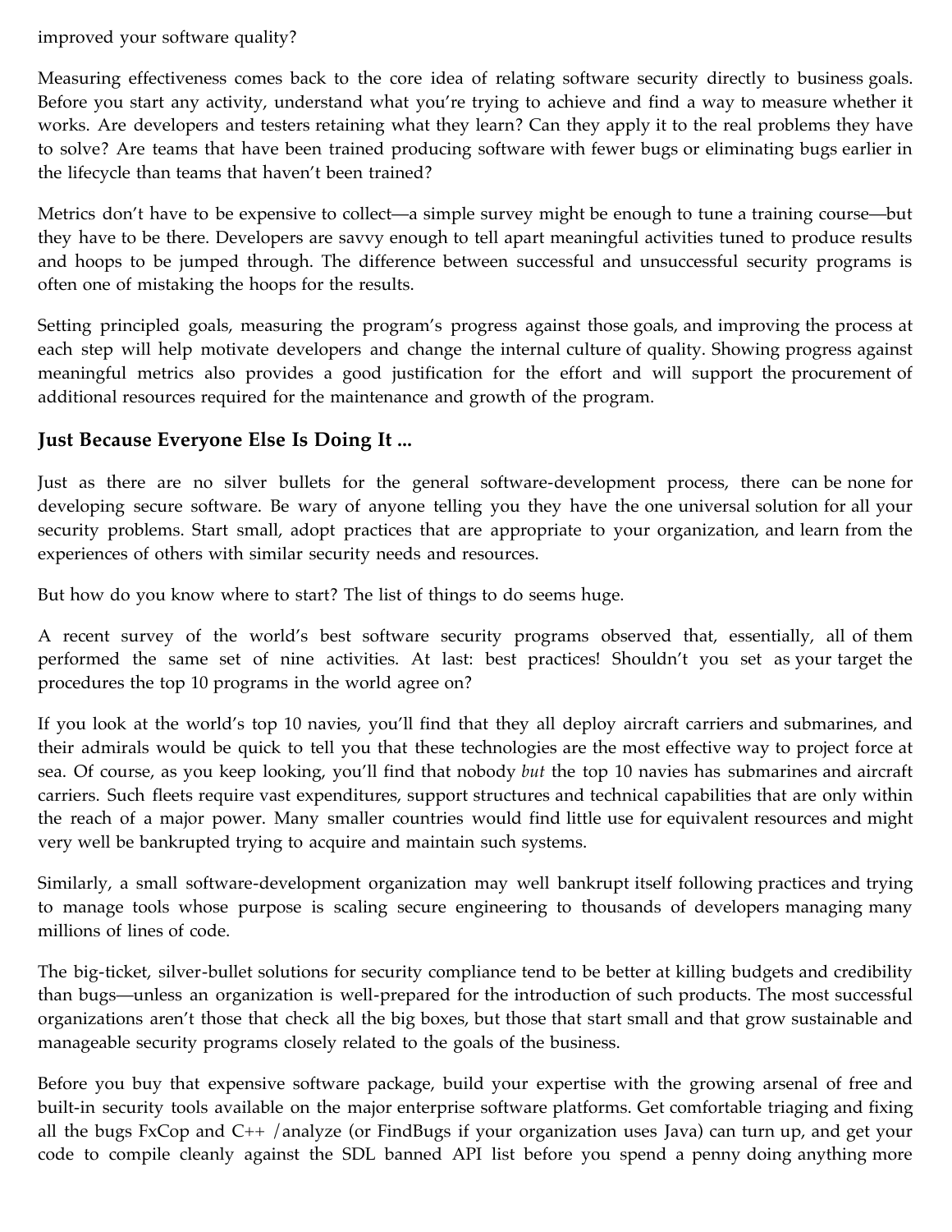improved your software quality?

Measuring effectiveness comes back to the core idea of relating software security directly to business goals. Before you start any activity, understand what you're trying to achieve and find a way to measure whether it works. Are developers and testers retaining what they learn? Can they apply it to the real problems they have to solve? Are teams that have been trained producing software with fewer bugs or eliminating bugs earlier in the lifecycle than teams that haven't been trained?

Metrics don't have to be expensive to collect—a simple survey might be enough to tune a training course—but they have to be there. Developers are savvy enough to tell apart meaningful activities tuned to produce results and hoops to be jumped through. The difference between successful and unsuccessful security programs is often one of mistaking the hoops for the results.

Setting principled goals, measuring the program's progress against those goals, and improving the process at each step will help motivate developers and change the internal culture of quality. Showing progress against meaningful metrics also provides a good justification for the effort and will support the procurement of additional resources required for the maintenance and growth of the program.

## Just Because Everyone Else Is Doing It ...

Just as there are no silver bullets for the general software-development process, there can be none for developing secure software. Be wary of anyone telling you they have the one universal solution for all your security problems. Start small, adopt practices that are appropriate to your organization, and learn from the experiences of others with similar security needs and resources.

But how do you know where to start? The list of things to do seems huge.

A recent survey of the world's best software security programs observed that, essentially, all of them performed the same set of nine activities. At last: best practices! Shouldn't you set as your target the procedures the top 10 programs in the world agree on?

If you look at the world's top 10 navies, you'll find that they all deploy aircraft carriers and submarines, and their admirals would be quick to tell you that these technologies are the most effective way to project force at sea. Of course, as you keep looking, you'll find that nobody *but* the top 10 navies has submarines and aircraft carriers. Such fleets require vast expenditures, support structures and technical capabilities that are only within the reach of a major power. Many smaller countries would find little use for equivalent resources and might very well be bankrupted trying to acquire and maintain such systems.

Similarly, a small software-development organization may well bankrupt itself following practices and trying to manage tools whose purpose is scaling secure engineering to thousands of developers managing many millions of lines of code.

The big-ticket, silver-bullet solutions for security compliance tend to be better at killing budgets and credibility than bugs—unless an organization is well-prepared for the introduction of such products. The most successful organizations aren't those that check all the big boxes, but those that start small and that grow sustainable and manageable security programs closely related to the goals of the business.

Before you buy that expensive software package, build your expertise with the growing arsenal of free and built-in security tools available on the major enterprise software platforms. Get comfortable triaging and fixing all the bugs FxCop and C++ /analyze (or FindBugs if your organization uses Java) can turn up, and get your code to compile cleanly against the SDL banned API list before you spend a penny doing anything more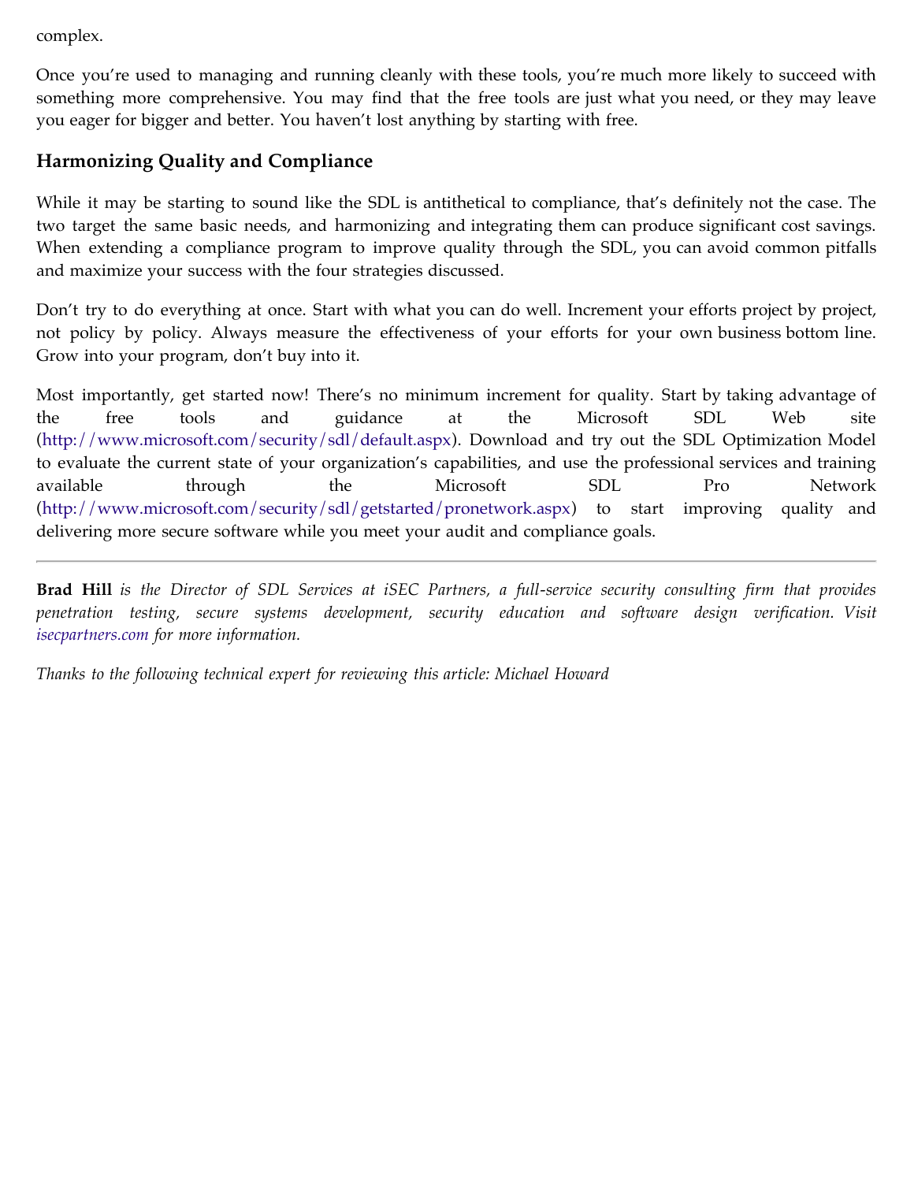complex.

Once you're used to managing and running cleanly with these tools, you're much more likely to succeed with something more comprehensive. You may find that the free tools are just what you need, or they may leave you eager for bigger and better. You haven't lost anything by starting with free.

## Harmonizing Quality and Compliance

While it may be starting to sound like the SDL is antithetical to compliance, that's definitely not the case. The two target the same basic needs, and harmonizing and integrating them can produce significant cost savings. When extending a compliance program to improve quality through the SDL, you can avoid common pitfalls and maximize your success with the four strategies discussed.

Don't try to do everything at once. Start with what you can do well. Increment your efforts project by project, not policy by policy. Always measure the effectiveness of your efforts for your own business bottom line. Grow into your program, don't buy into it.

Most importantly, get started now! There's no minimum increment for quality. Start by taking advantage of the free tools and guidance at the Microsoft SDL Web site (http://www.microsoft.com/security/sdl/default.aspx). Download and try out the SDL Optimization Model to evaluate the current state of your organization's capabilities, and use the professional services and training available through the Microsoft SDL Pro Network (http://www.microsoft.com/security/sdl/getstarted/pronetwork.aspx) to start improving quality and delivering more secure software while you meet your audit and compliance goals.

---

**Brad Hill** *is the Director of SDL Services at iSEC Partners, a full-service security consulting firm that provides penetration testing, secure systems development, security education and software design verification. Visit isecpartners.com for more information.*

*Thanks to the following technical expert for reviewing this article: Michael Howard*